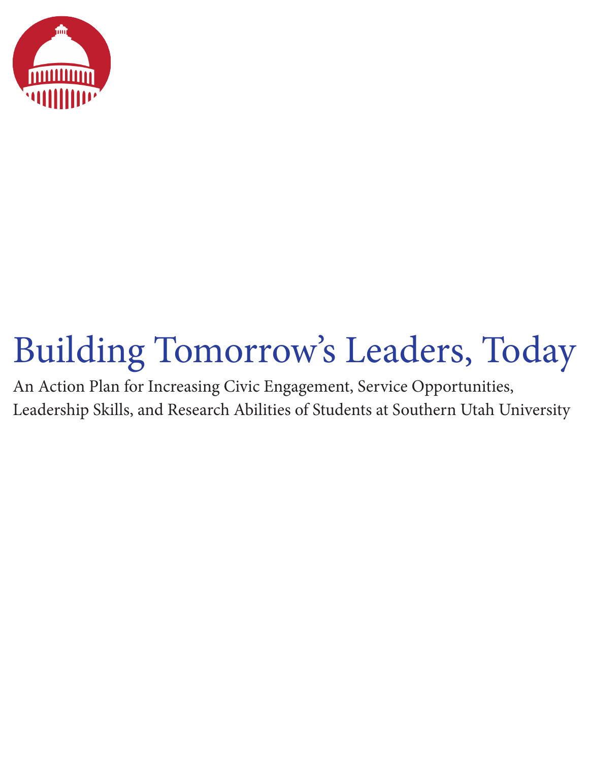# Building Tomorrow's Leaders, Today

An Action Plan for Increasing Civic Engagement, Service Opportunities, Leadership Skills, and Research Abilities of Students at Southern Utah University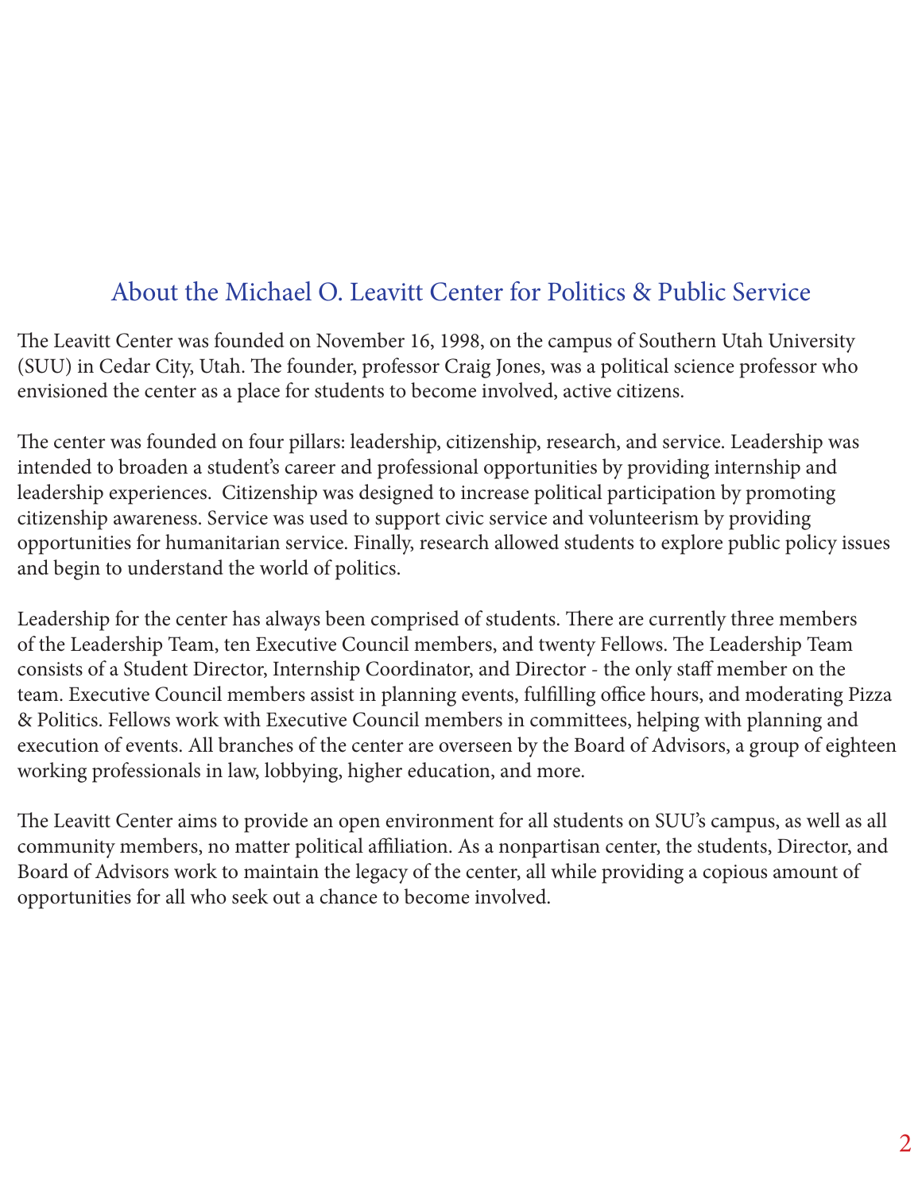## About the Michael O. Leavitt Center for Politics & Public Service

The Leavitt Center was founded on November 16, 1998, on the campus of Southern Utah University (SUU) in Cedar City, Utah. The founder, professor Craig Jones, was a political science professor who envisioned the center as a place for students to become involved, active citizens.

The center was founded on four pillars: leadership, citizenship, research, and service. Leadership was intended to broaden a student's career and professional opportunities by providing internship and leadership experiences. Citizenship was designed to increase political participation by promoting citizenship awareness. Service was used to support civic service and volunteerism by providing opportunities for humanitarian service. Finally, research allowed students to explore public policy issues and begin to understand the world of politics.

Leadership for the center has always been comprised of students. There are currently three members of the Leadership Team, ten Executive Council members, and twenty Fellows. The Leadership Team consists of a Student Director, Internship Coordinator, and Director - the only staff member on the team. Executive Council members assist in planning events, fulfilling office hours, and moderating Pizza & Politics. Fellows work with Executive Council members in committees, helping with planning and execution of events. All branches of the center are overseen by the Board of Advisors, a group of eighteen working professionals in law, lobbying, higher education, and more.

The Leavitt Center aims to provide an open environment for all students on SUU's campus, as well as all community members, no matter political affiliation. As a nonpartisan center, the students, Director, and Board of Advisors work to maintain the legacy of the center, all while providing a copious amount of opportunities for all who seek out a chance to become involved.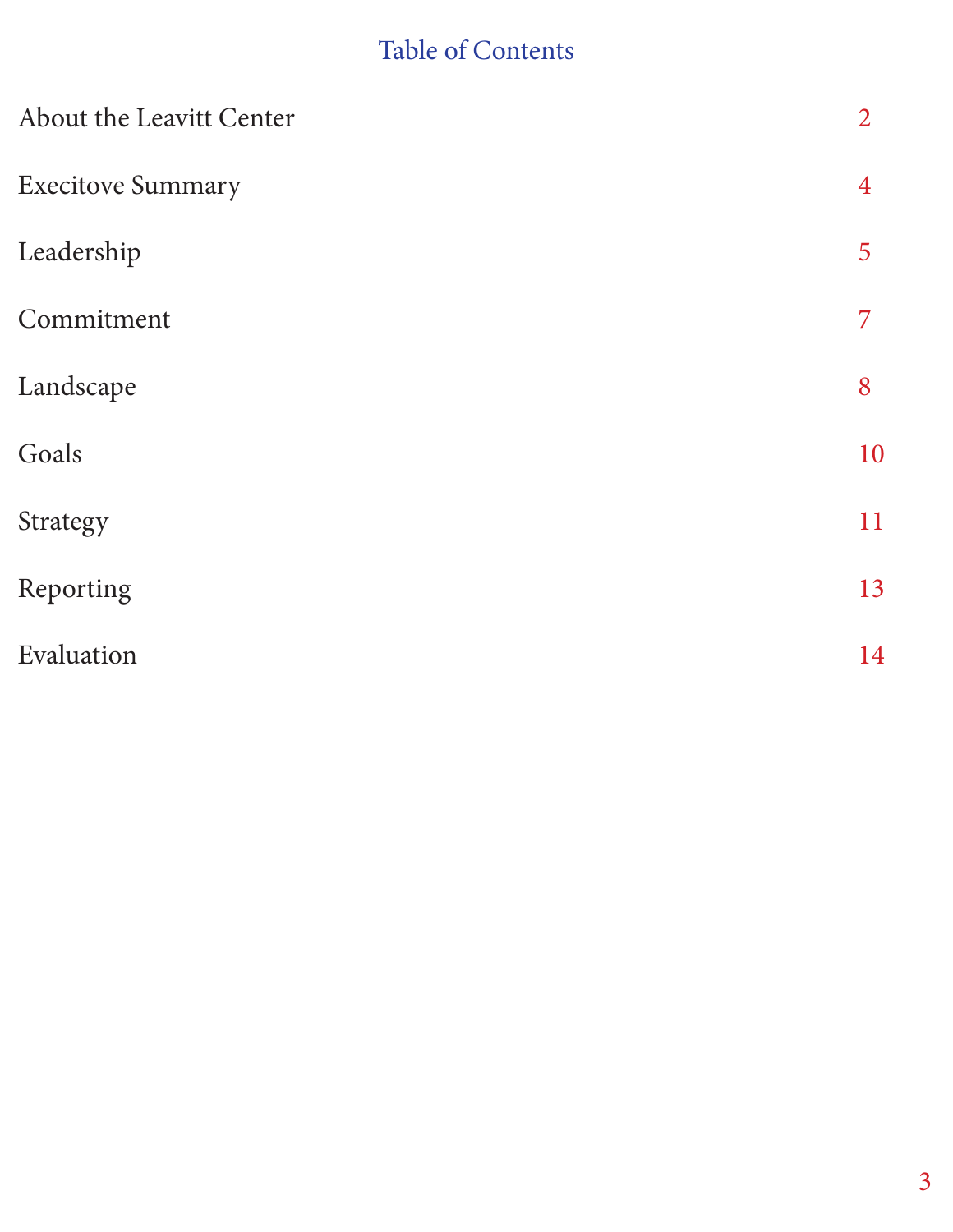# Table of Contents

| | |
|---|---|
| About the Leavitt Center | 2 |
| Execitove Summary | 4 |
| Leadership | 5 |
| Commitment | 7 |
| Landscape | 8 |
| Goals | 10 |
| Strategy | 11 |
| Reporting | 13 |
| Evaluation | 14 |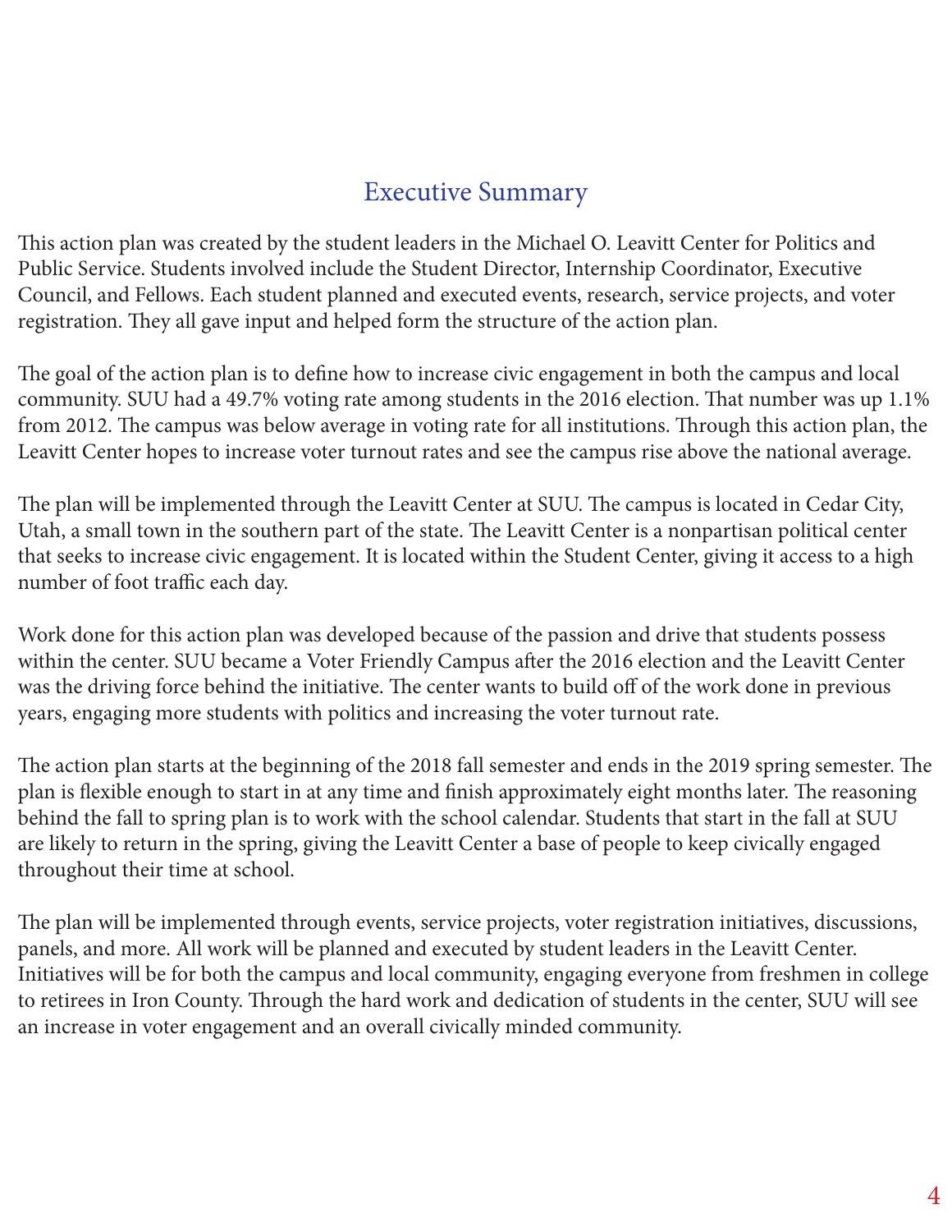# Executive Summary

This action plan was created by the student leaders in the Michael O. Leavitt Center for Politics and Public Service. Students involved include the Student Director, Internship Coordinator, Executive Council, and Fellows. Each student planned and executed events, research, service projects, and voter registration. They all gave input and helped form the structure of the action plan.

The goal of the action plan is to define how to increase civic engagement in both the campus and local community. SUU had a 49.7% voting rate among students in the 2016 election. That number was up 1.1% from 2012. The campus was below average in voting rate for all institutions. Through this action plan, the Leavitt Center hopes to increase voter turnout rates and see the campus rise above the national average.

The plan will be implemented through the Leavitt Center at SUU. The campus is located in Cedar City, Utah, a small town in the southern part of the state. The Leavitt Center is a nonpartisan political center that seeks to increase civic engagement. It is located within the Student Center, giving it access to a high number of foot traffic each day.

Work done for this action plan was developed because of the passion and drive that students possess within the center. SUU became a Voter Friendly Campus after the 2016 election and the Leavitt Center was the driving force behind the initiative. The center wants to build off of the work done in previous years, engaging more students with politics and increasing the voter turnout rate.

The action plan starts at the beginning of the 2018 fall semester and ends in the 2019 spring semester. The plan is flexible enough to start in at any time and finish approximately eight months later. The reasoning behind the fall to spring plan is to work with the school calendar. Students that start in the fall at SUU are likely to return in the spring, giving the Leavitt Center a base of people to keep civically engaged throughout their time at school.

The plan will be implemented through events, service projects, voter registration initiatives, discussions, panels, and more. All work will be planned and executed by student leaders in the Leavitt Center. Initiatives will be for both the campus and local community, engaging everyone from freshmen in college to retirees in Iron County. Through the hard work and dedication of students in the center, SUU will see an increase in voter engagement and an overall civically minded community.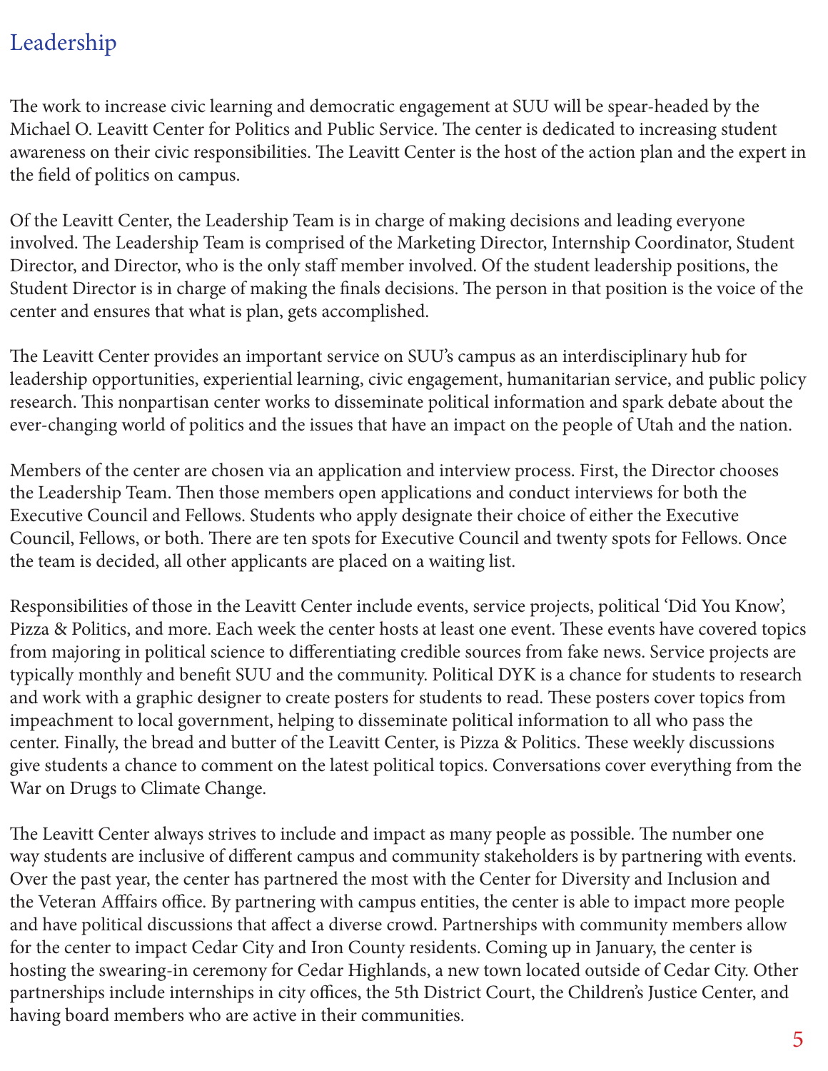# Leadership

The work to increase civic learning and democratic engagement at SUU will be spear-headed by the Michael O. Leavitt Center for Politics and Public Service. The center is dedicated to increasing student awareness on their civic responsibilities. The Leavitt Center is the host of the action plan and the expert in the field of politics on campus.

Of the Leavitt Center, the Leadership Team is in charge of making decisions and leading everyone involved. The Leadership Team is comprised of the Marketing Director, Internship Coordinator, Student Director, and Director, who is the only staff member involved. Of the student leadership positions, the Student Director is in charge of making the finals decisions. The person in that position is the voice of the center and ensures that what is plan, gets accomplished.

The Leavitt Center provides an important service on SUU's campus as an interdisciplinary hub for leadership opportunities, experiential learning, civic engagement, humanitarian service, and public policy research. This nonpartisan center works to disseminate political information and spark debate about the ever-changing world of politics and the issues that have an impact on the people of Utah and the nation.

Members of the center are chosen via an application and interview process. First, the Director chooses the Leadership Team. Then those members open applications and conduct interviews for both the Executive Council and Fellows. Students who apply designate their choice of either the Executive Council, Fellows, or both. There are ten spots for Executive Council and twenty spots for Fellows. Once the team is decided, all other applicants are placed on a waiting list.

Responsibilities of those in the Leavitt Center include events, service projects, political 'Did You Know', Pizza & Politics, and more. Each week the center hosts at least one event. These events have covered topics from majoring in political science to differentiating credible sources from fake news. Service projects are typically monthly and benefit SUU and the community. Political DYK is a chance for students to research and work with a graphic designer to create posters for students to read. These posters cover topics from impeachment to local government, helping to disseminate political information to all who pass the center. Finally, the bread and butter of the Leavitt Center, is Pizza & Politics. These weekly discussions give students a chance to comment on the latest political topics. Conversations cover everything from the War on Drugs to Climate Change.

The Leavitt Center always strives to include and impact as many people as possible. The number one way students are inclusive of different campus and community stakeholders is by partnering with events. Over the past year, the center has partnered the most with the Center for Diversity and Inclusion and the Veteran Afffairs office. By partnering with campus entities, the center is able to impact more people and have political discussions that affect a diverse crowd. Partnerships with community members allow for the center to impact Cedar City and Iron County residents. Coming up in January, the center is hosting the swearing-in ceremony for Cedar Highlands, a new town located outside of Cedar City. Other partnerships include internships in city offices, the 5th District Court, the Children's Justice Center, and having board members who are active in their communities.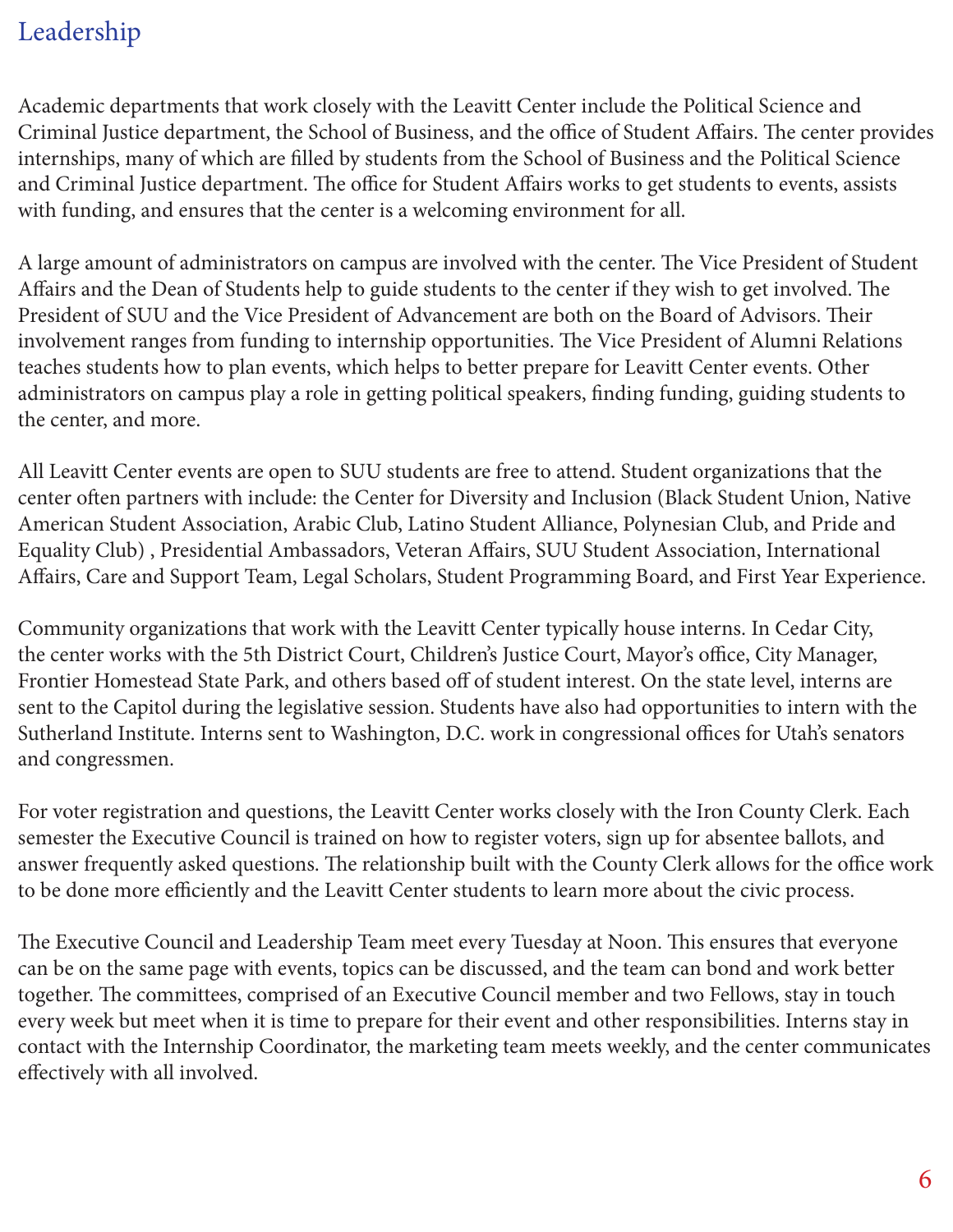## Leadership

Academic departments that work closely with the Leavitt Center include the Political Science and Criminal Justice department, the School of Business, and the office of Student Affairs. The center provides internships, many of which are filled by students from the School of Business and the Political Science and Criminal Justice department. The office for Student Affairs works to get students to events, assists with funding, and ensures that the center is a welcoming environment for all.

A large amount of administrators on campus are involved with the center. The Vice President of Student Affairs and the Dean of Students help to guide students to the center if they wish to get involved. The President of SUU and the Vice President of Advancement are both on the Board of Advisors. Their involvement ranges from funding to internship opportunities. The Vice President of Alumni Relations teaches students how to plan events, which helps to better prepare for Leavitt Center events. Other administrators on campus play a role in getting political speakers, finding funding, guiding students to the center, and more.

All Leavitt Center events are open to SUU students are free to attend. Student organizations that the center often partners with include: the Center for Diversity and Inclusion (Black Student Union, Native American Student Association, Arabic Club, Latino Student Alliance, Polynesian Club, and Pride and Equality Club) , Presidential Ambassadors, Veteran Affairs, SUU Student Association, International Affairs, Care and Support Team, Legal Scholars, Student Programming Board, and First Year Experience.

Community organizations that work with the Leavitt Center typically house interns. In Cedar City, the center works with the 5th District Court, Children's Justice Court, Mayor's office, City Manager, Frontier Homestead State Park, and others based off of student interest. On the state level, interns are sent to the Capitol during the legislative session. Students have also had opportunities to intern with the Sutherland Institute. Interns sent to Washington, D.C. work in congressional offices for Utah's senators and congressmen.

For voter registration and questions, the Leavitt Center works closely with the Iron County Clerk. Each semester the Executive Council is trained on how to register voters, sign up for absentee ballots, and answer frequently asked questions. The relationship built with the County Clerk allows for the office work to be done more efficiently and the Leavitt Center students to learn more about the civic process.

The Executive Council and Leadership Team meet every Tuesday at Noon. This ensures that everyone can be on the same page with events, topics can be discussed, and the team can bond and work better together. The committees, comprised of an Executive Council member and two Fellows, stay in touch every week but meet when it is time to prepare for their event and other responsibilities. Interns stay in contact with the Internship Coordinator, the marketing team meets weekly, and the center communicates effectively with all involved.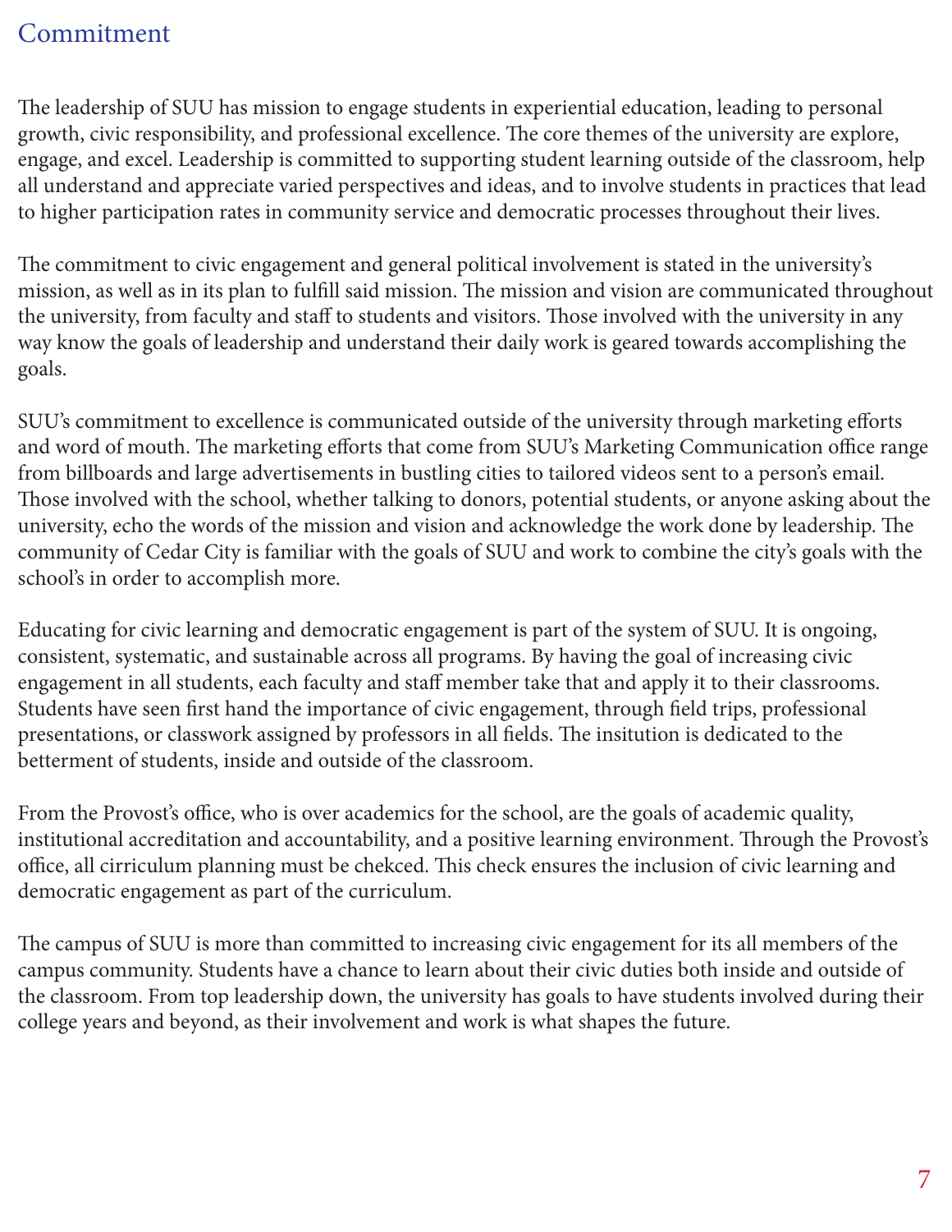# Commitment

The leadership of SUU has mission to engage students in experiential education, leading to personal growth, civic responsibility, and professional excellence. The core themes of the university are explore, engage, and excel. Leadership is committed to supporting student learning outside of the classroom, help all understand and appreciate varied perspectives and ideas, and to involve students in practices that lead to higher participation rates in community service and democratic processes throughout their lives.

The commitment to civic engagement and general political involvement is stated in the university's mission, as well as in its plan to fulfill said mission. The mission and vision are communicated throughout the university, from faculty and staff to students and visitors. Those involved with the university in any way know the goals of leadership and understand their daily work is geared towards accomplishing the goals.

SUU's commitment to excellence is communicated outside of the university through marketing efforts and word of mouth. The marketing efforts that come from SUU's Marketing Communication office range from billboards and large advertisements in bustling cities to tailored videos sent to a person's email. Those involved with the school, whether talking to donors, potential students, or anyone asking about the university, echo the words of the mission and vision and acknowledge the work done by leadership. The community of Cedar City is familiar with the goals of SUU and work to combine the city's goals with the school's in order to accomplish more.

Educating for civic learning and democratic engagement is part of the system of SUU. It is ongoing, consistent, systematic, and sustainable across all programs. By having the goal of increasing civic engagement in all students, each faculty and staff member take that and apply it to their classrooms. Students have seen first hand the importance of civic engagement, through field trips, professional presentations, or classwork assigned by professors in all fields. The insitution is dedicated to the betterment of students, inside and outside of the classroom.

From the Provost's office, who is over academics for the school, are the goals of academic quality, institutional accreditation and accountability, and a positive learning environment. Through the Provost's office, all cirriculum planning must be chekced. This check ensures the inclusion of civic learning and democratic engagement as part of the curriculum.

The campus of SUU is more than committed to increasing civic engagement for its all members of the campus community. Students have a chance to learn about their civic duties both inside and outside of the classroom. From top leadership down, the university has goals to have students involved during their college years and beyond, as their involvement and work is what shapes the future.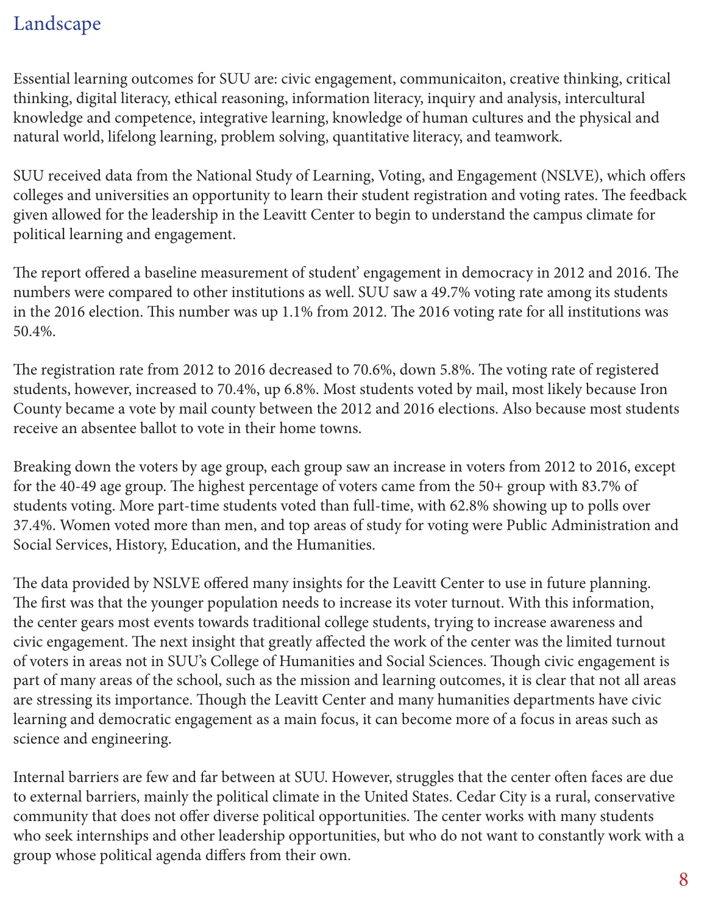# Landscape

Essential learning outcomes for SUU are: civic engagement, communicaiton, creative thinking, critical thinking, digital literacy, ethical reasoning, information literacy, inquiry and analysis, intercultural knowledge and competence, integrative learning, knowledge of human cultures and the physical and natural world, lifelong learning, problem solving, quantitative literacy, and teamwork.

SUU received data from the National Study of Learning, Voting, and Engagement (NSLVE), which offers colleges and universities an opportunity to learn their student registration and voting rates. The feedback given allowed for the leadership in the Leavitt Center to begin to understand the campus climate for political learning and engagement.

The report offered a baseline measurement of student' engagement in democracy in 2012 and 2016. The numbers were compared to other institutions as well. SUU saw a 49.7% voting rate among its students in the 2016 election. This number was up 1.1% from 2012. The 2016 voting rate for all institutions was 50.4%.

The registration rate from 2012 to 2016 decreased to 70.6%, down 5.8%. The voting rate of registered students, however, increased to 70.4%, up 6.8%. Most students voted by mail, most likely because Iron County became a vote by mail county between the 2012 and 2016 elections. Also because most students receive an absentee ballot to vote in their home towns.

Breaking down the voters by age group, each group saw an increase in voters from 2012 to 2016, except for the 40-49 age group. The highest percentage of voters came from the 50+ group with 83.7% of students voting. More part-time students voted than full-time, with 62.8% showing up to polls over 37.4%. Women voted more than men, and top areas of study for voting were Public Administration and Social Services, History, Education, and the Humanities.

The data provided by NSLVE offered many insights for the Leavitt Center to use in future planning. The first was that the younger population needs to increase its voter turnout. With this information, the center gears most events towards traditional college students, trying to increase awareness and civic engagement. The next insight that greatly affected the work of the center was the limited turnout of voters in areas not in SUU's College of Humanities and Social Sciences. Though civic engagement is part of many areas of the school, such as the mission and learning outcomes, it is clear that not all areas are stressing its importance. Though the Leavitt Center and many humanities departments have civic learning and democratic engagement as a main focus, it can become more of a focus in areas such as science and engineering.

Internal barriers are few and far between at SUU. However, struggles that the center often faces are due to external barriers, mainly the political climate in the United States. Cedar City is a rural, conservative community that does not offer diverse political opportunities. The center works with many students who seek internships and other leadership opportunities, but who do not want to constantly work with a group whose political agenda differs from their own.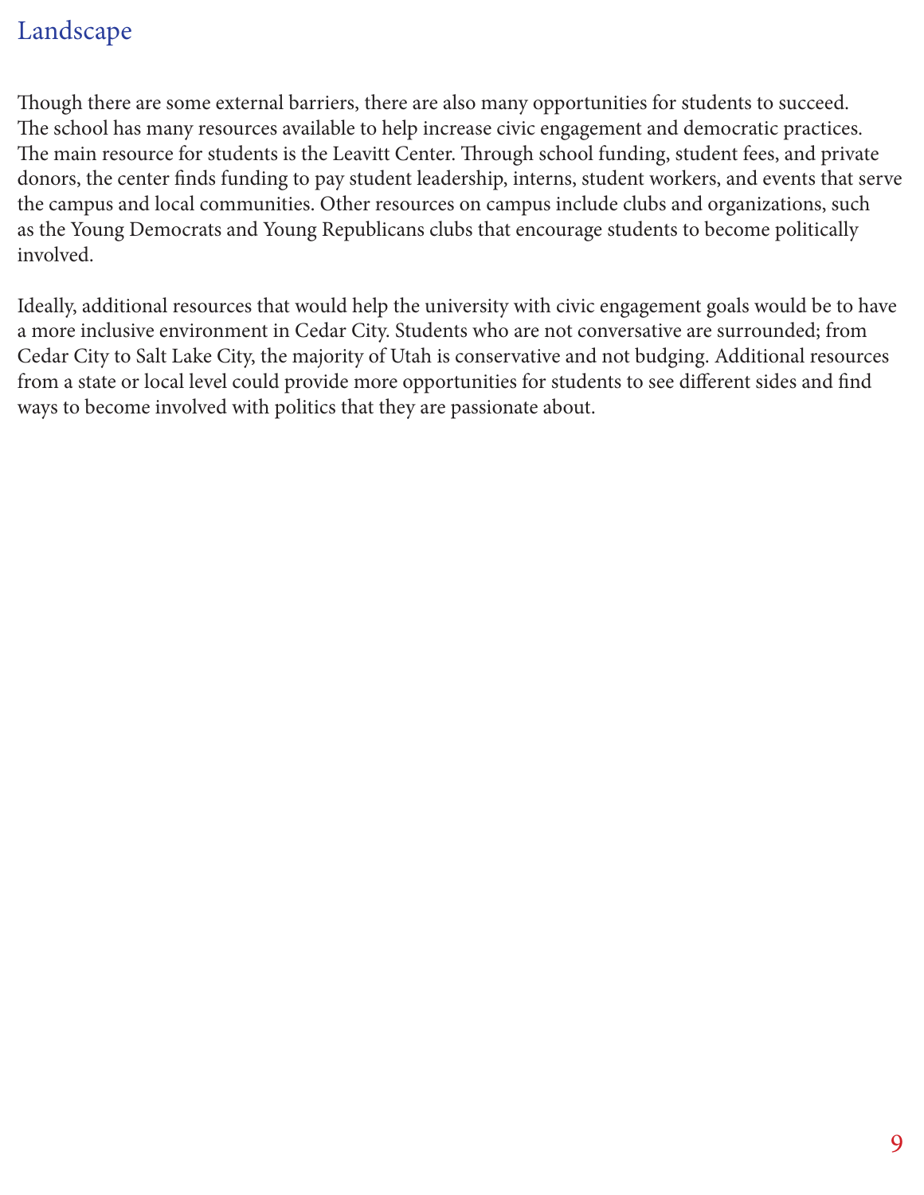## Landscape

Though there are some external barriers, there are also many opportunities for students to succeed. The school has many resources available to help increase civic engagement and democratic practices. The main resource for students is the Leavitt Center. Through school funding, student fees, and private donors, the center finds funding to pay student leadership, interns, student workers, and events that serve the campus and local communities. Other resources on campus include clubs and organizations, such as the Young Democrats and Young Republicans clubs that encourage students to become politically involved.

Ideally, additional resources that would help the university with civic engagement goals would be to have a more inclusive environment in Cedar City. Students who are not conversative are surrounded; from Cedar City to Salt Lake City, the majority of Utah is conservative and not budging. Additional resources from a state or local level could provide more opportunities for students to see different sides and find ways to become involved with politics that they are passionate about.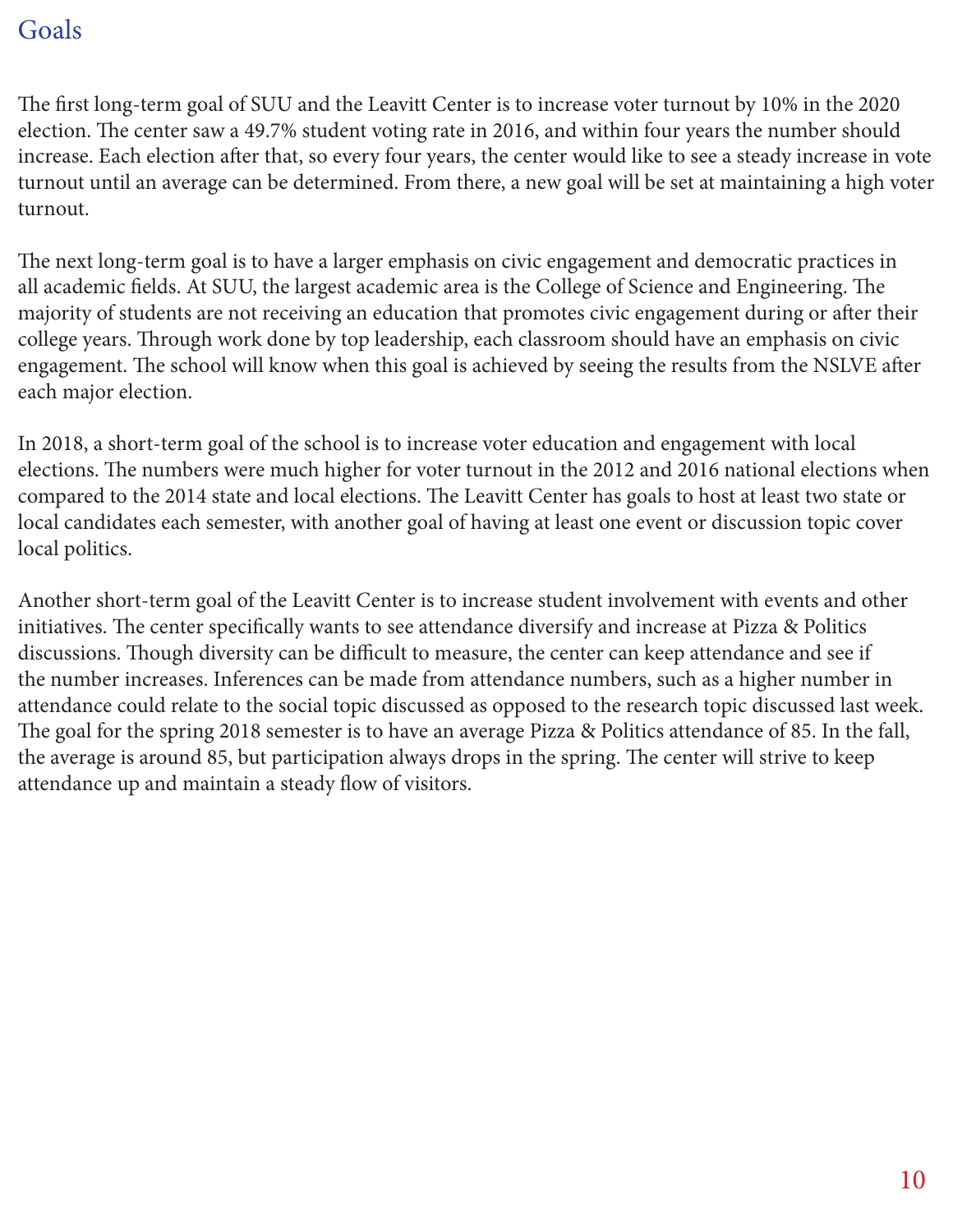# Goals

The first long-term goal of SUU and the Leavitt Center is to increase voter turnout by 10% in the 2020 election. The center saw a 49.7% student voting rate in 2016, and within four years the number should increase. Each election after that, so every four years, the center would like to see a steady increase in vote turnout until an average can be determined. From there, a new goal will be set at maintaining a high voter turnout.

The next long-term goal is to have a larger emphasis on civic engagement and democratic practices in all academic fields. At SUU, the largest academic area is the College of Science and Engineering. The majority of students are not receiving an education that promotes civic engagement during or after their college years. Through work done by top leadership, each classroom should have an emphasis on civic engagement. The school will know when this goal is achieved by seeing the results from the NSLVE after each major election.

In 2018, a short-term goal of the school is to increase voter education and engagement with local elections. The numbers were much higher for voter turnout in the 2012 and 2016 national elections when compared to the 2014 state and local elections. The Leavitt Center has goals to host at least two state or local candidates each semester, with another goal of having at least one event or discussion topic cover local politics.

Another short-term goal of the Leavitt Center is to increase student involvement with events and other initiatives. The center specifically wants to see attendance diversify and increase at Pizza & Politics discussions. Though diversity can be difficult to measure, the center can keep attendance and see if the number increases. Inferences can be made from attendance numbers, such as a higher number in attendance could relate to the social topic discussed as opposed to the research topic discussed last week. The goal for the spring 2018 semester is to have an average Pizza & Politics attendance of 85. In the fall, the average is around 85, but participation always drops in the spring. The center will strive to keep attendance up and maintain a steady flow of visitors.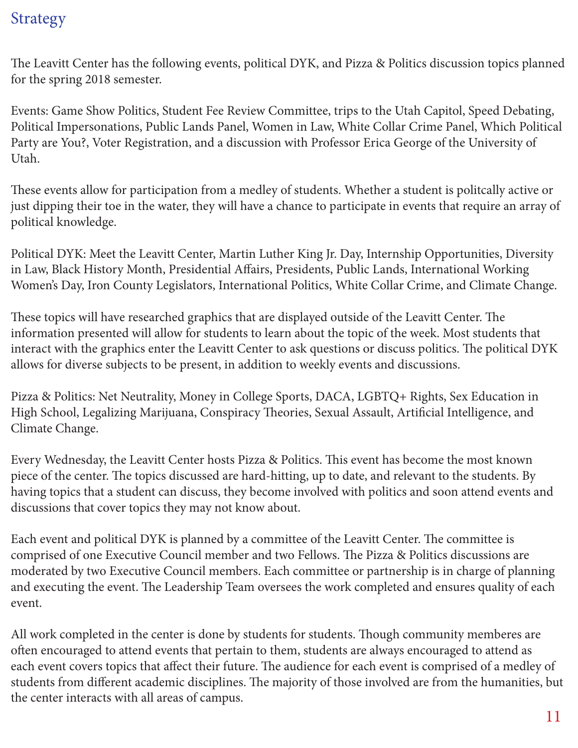## Strategy

The Leavitt Center has the following events, political DYK, and Pizza & Politics discussion topics planned for the spring 2018 semester.

Events: Game Show Politics, Student Fee Review Committee, trips to the Utah Capitol, Speed Debating, Political Impersonations, Public Lands Panel, Women in Law, White Collar Crime Panel, Which Political Party are You?, Voter Registration, and a discussion with Professor Erica George of the University of Utah.

These events allow for participation from a medley of students. Whether a student is politcally active or just dipping their toe in the water, they will have a chance to participate in events that require an array of political knowledge.

Political DYK: Meet the Leavitt Center, Martin Luther King Jr. Day, Internship Opportunities, Diversity in Law, Black History Month, Presidential Affairs, Presidents, Public Lands, International Working Women's Day, Iron County Legislators, International Politics, White Collar Crime, and Climate Change.

These topics will have researched graphics that are displayed outside of the Leavitt Center. The information presented will allow for students to learn about the topic of the week. Most students that interact with the graphics enter the Leavitt Center to ask questions or discuss politics. The political DYK allows for diverse subjects to be present, in addition to weekly events and discussions.

Pizza & Politics: Net Neutrality, Money in College Sports, DACA, LGBTQ+ Rights, Sex Education in High School, Legalizing Marijuana, Conspiracy Theories, Sexual Assault, Artificial Intelligence, and Climate Change.

Every Wednesday, the Leavitt Center hosts Pizza & Politics. This event has become the most known piece of the center. The topics discussed are hard-hitting, up to date, and relevant to the students. By having topics that a student can discuss, they become involved with politics and soon attend events and discussions that cover topics they may not know about.

Each event and political DYK is planned by a committee of the Leavitt Center. The committee is comprised of one Executive Council member and two Fellows. The Pizza & Politics discussions are moderated by two Executive Council members. Each committee or partnership is in charge of planning and executing the event. The Leadership Team oversees the work completed and ensures quality of each event.

All work completed in the center is done by students for students. Though community memberes are often encouraged to attend events that pertain to them, students are always encouraged to attend as each event covers topics that affect their future. The audience for each event is comprised of a medley of students from different academic disciplines. The majority of those involved are from the humanities, but the center interacts with all areas of campus.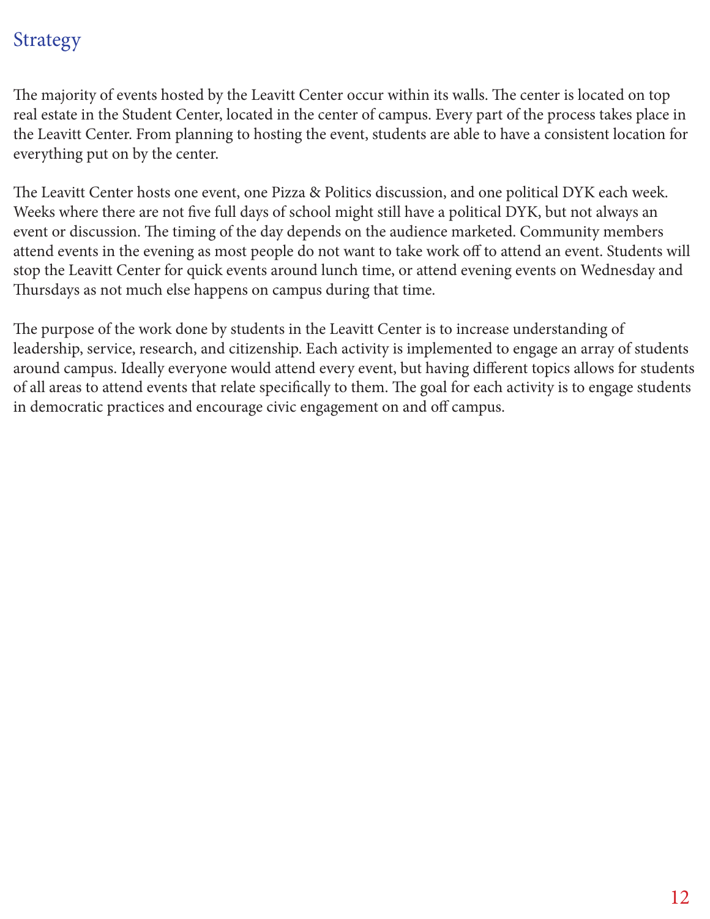# Strategy

The majority of events hosted by the Leavitt Center occur within its walls. The center is located on top real estate in the Student Center, located in the center of campus. Every part of the process takes place in the Leavitt Center. From planning to hosting the event, students are able to have a consistent location for everything put on by the center.

The Leavitt Center hosts one event, one Pizza & Politics discussion, and one political DYK each week. Weeks where there are not five full days of school might still have a political DYK, but not always an event or discussion. The timing of the day depends on the audience marketed. Community members attend events in the evening as most people do not want to take work off to attend an event. Students will stop the Leavitt Center for quick events around lunch time, or attend evening events on Wednesday and Thursdays as not much else happens on campus during that time.

The purpose of the work done by students in the Leavitt Center is to increase understanding of leadership, service, research, and citizenship. Each activity is implemented to engage an array of students around campus. Ideally everyone would attend every event, but having different topics allows for students of all areas to attend events that relate specifically to them. The goal for each activity is to engage students in democratic practices and encourage civic engagement on and off campus.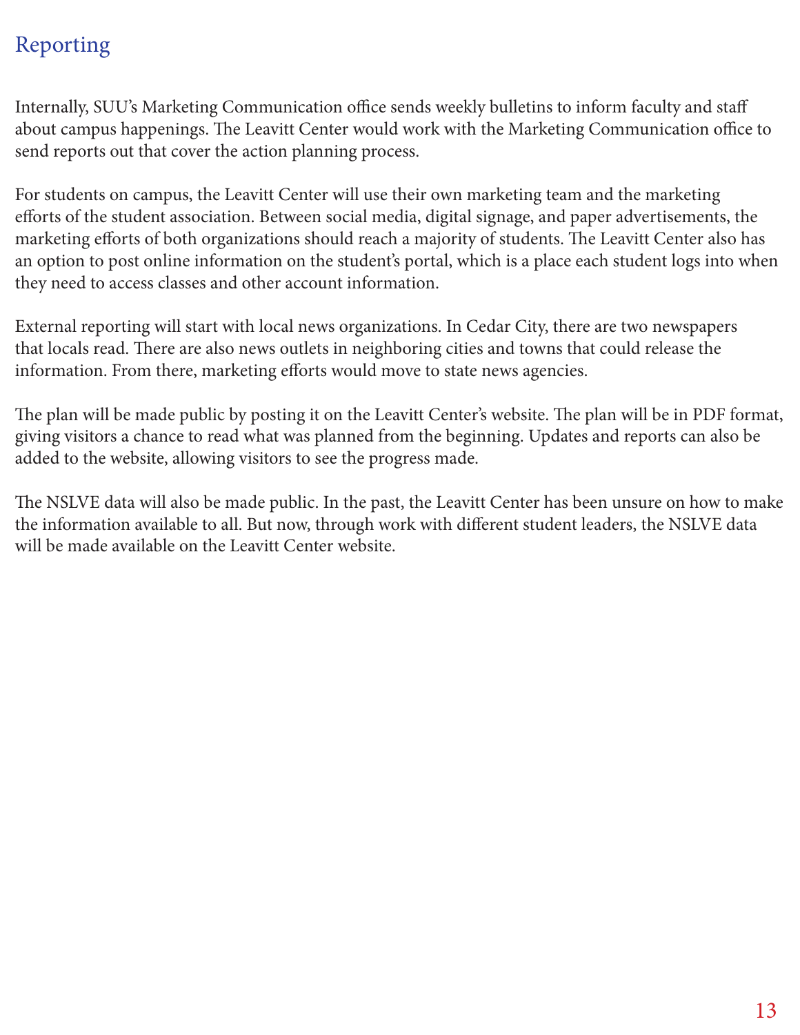## Reporting

Internally, SUU's Marketing Communication office sends weekly bulletins to inform faculty and staff about campus happenings. The Leavitt Center would work with the Marketing Communication office to send reports out that cover the action planning process.

For students on campus, the Leavitt Center will use their own marketing team and the marketing efforts of the student association. Between social media, digital signage, and paper advertisements, the marketing efforts of both organizations should reach a majority of students. The Leavitt Center also has an option to post online information on the student's portal, which is a place each student logs into when they need to access classes and other account information.

External reporting will start with local news organizations. In Cedar City, there are two newspapers that locals read. There are also news outlets in neighboring cities and towns that could release the information. From there, marketing efforts would move to state news agencies.

The plan will be made public by posting it on the Leavitt Center's website. The plan will be in PDF format, giving visitors a chance to read what was planned from the beginning. Updates and reports can also be added to the website, allowing visitors to see the progress made.

The NSLVE data will also be made public. In the past, the Leavitt Center has been unsure on how to make the information available to all. But now, through work with different student leaders, the NSLVE data will be made available on the Leavitt Center website.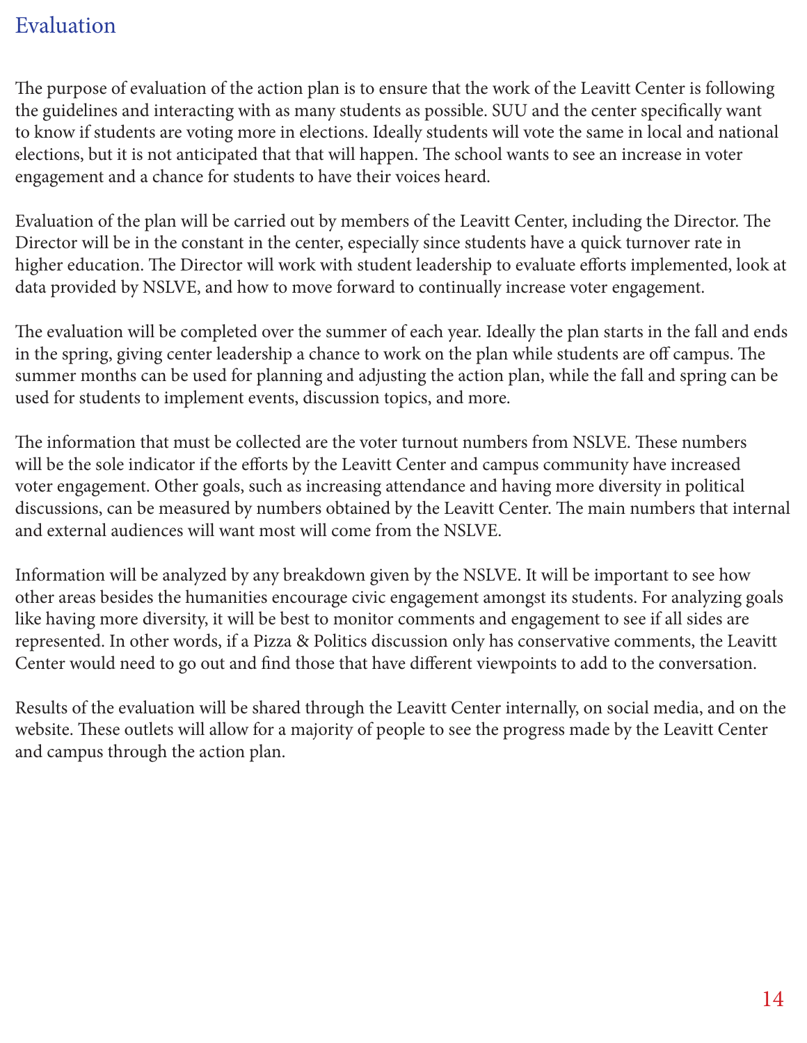## Evaluation

The purpose of evaluation of the action plan is to ensure that the work of the Leavitt Center is following the guidelines and interacting with as many students as possible. SUU and the center specifically want to know if students are voting more in elections. Ideally students will vote the same in local and national elections, but it is not anticipated that that will happen. The school wants to see an increase in voter engagement and a chance for students to have their voices heard.

Evaluation of the plan will be carried out by members of the Leavitt Center, including the Director. The Director will be in the constant in the center, especially since students have a quick turnover rate in higher education. The Director will work with student leadership to evaluate efforts implemented, look at data provided by NSLVE, and how to move forward to continually increase voter engagement.

The evaluation will be completed over the summer of each year. Ideally the plan starts in the fall and ends in the spring, giving center leadership a chance to work on the plan while students are off campus. The summer months can be used for planning and adjusting the action plan, while the fall and spring can be used for students to implement events, discussion topics, and more.

The information that must be collected are the voter turnout numbers from NSLVE. These numbers will be the sole indicator if the efforts by the Leavitt Center and campus community have increased voter engagement. Other goals, such as increasing attendance and having more diversity in political discussions, can be measured by numbers obtained by the Leavitt Center. The main numbers that internal and external audiences will want most will come from the NSLVE.

Information will be analyzed by any breakdown given by the NSLVE. It will be important to see how other areas besides the humanities encourage civic engagement amongst its students. For analyzing goals like having more diversity, it will be best to monitor comments and engagement to see if all sides are represented. In other words, if a Pizza & Politics discussion only has conservative comments, the Leavitt Center would need to go out and find those that have different viewpoints to add to the conversation.

Results of the evaluation will be shared through the Leavitt Center internally, on social media, and on the website. These outlets will allow for a majority of people to see the progress made by the Leavitt Center and campus through the action plan.